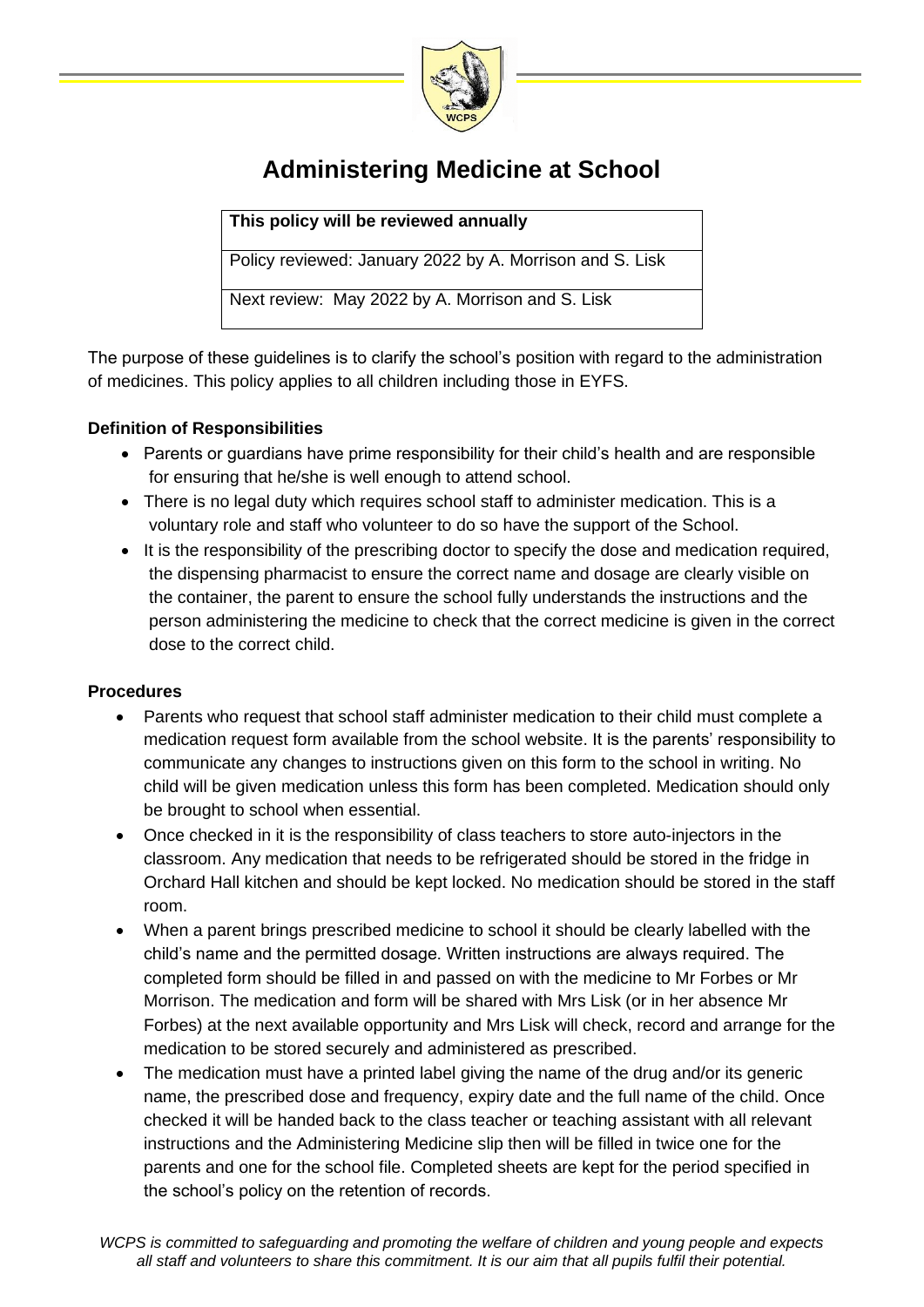# Administering Medicine at School

| This policy will be reviewed annually |
| --- |
| Policy reviewed: January 2022 by A. Morrison and S. Lisk |
| Next review: May 2022 by A. Morrison and S. Lisk |

The purpose of these guidelines is to clarify the school's position with regard to the administration of medicines. This policy applies to all children including those in EYFS.

**Definition of Responsibilities**

- Parents or guardians have prime responsibility for their child's health and are responsible for ensuring that he/she is well enough to attend school.
- There is no legal duty which requires school staff to administer medication. This is a voluntary role and staff who volunteer to do so have the support of the School.
- It is the responsibility of the prescribing doctor to specify the dose and medication required, the dispensing pharmacist to ensure the correct name and dosage are clearly visible on the container, the parent to ensure the school fully understands the instructions and the person administering the medicine to check that the correct medicine is given in the correct dose to the correct child.

**Procedures**

- Parents who request that school staff administer medication to their child must complete a medication request form available from the school website. It is the parents' responsibility to communicate any changes to instructions given on this form to the school in writing. No child will be given medication unless this form has been completed. Medication should only be brought to school when essential.
- Once checked in it is the responsibility of class teachers to store auto-injectors in the classroom. Any medication that needs to be refrigerated should be stored in the fridge in Orchard Hall kitchen and should be kept locked. No medication should be stored in the staff room.
- When a parent brings prescribed medicine to school it should be clearly labelled with the child's name and the permitted dosage. Written instructions are always required. The completed form should be filled in and passed on with the medicine to Mr Forbes or Mr Morrison. The medication and form will be shared with Mrs Lisk (or in her absence Mr Forbes) at the next available opportunity and Mrs Lisk will check, record and arrange for the medication to be stored securely and administered as prescribed.
- The medication must have a printed label giving the name of the drug and/or its generic name, the prescribed dose and frequency, expiry date and the full name of the child. Once checked it will be handed back to the class teacher or teaching assistant with all relevant instructions and the Administering Medicine slip then will be filled in twice one for the parents and one for the school file. Completed sheets are kept for the period specified in the school's policy on the retention of records.

*WCPS is committed to safeguarding and promoting the welfare of children and young people and expects all staff and volunteers to share this commitment. It is our aim that all pupils fulfil their potential.*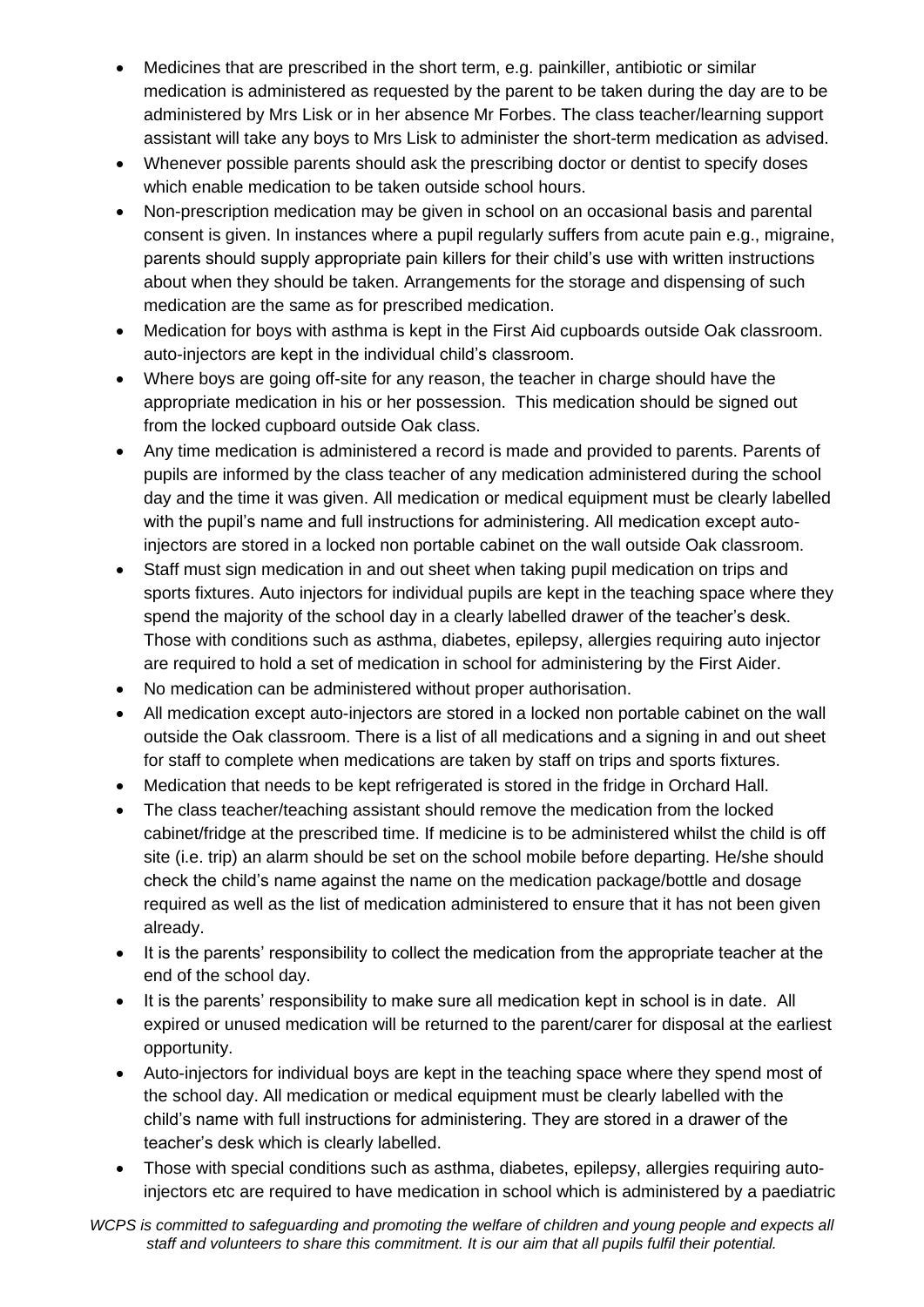- Medicines that are prescribed in the short term, e.g. painkiller, antibiotic or similar medication is administered as requested by the parent to be taken during the day are to be administered by Mrs Lisk or in her absence Mr Forbes. The class teacher/learning support assistant will take any boys to Mrs Lisk to administer the short-term medication as advised.
- Whenever possible parents should ask the prescribing doctor or dentist to specify doses which enable medication to be taken outside school hours.
- Non-prescription medication may be given in school on an occasional basis and parental consent is given. In instances where a pupil regularly suffers from acute pain e.g., migraine, parents should supply appropriate pain killers for their child's use with written instructions about when they should be taken. Arrangements for the storage and dispensing of such medication are the same as for prescribed medication.
- Medication for boys with asthma is kept in the First Aid cupboards outside Oak classroom. auto-injectors are kept in the individual child's classroom.
- Where boys are going off-site for any reason, the teacher in charge should have the appropriate medication in his or her possession. This medication should be signed out from the locked cupboard outside Oak class.
- Any time medication is administered a record is made and provided to parents. Parents of pupils are informed by the class teacher of any medication administered during the school day and the time it was given. All medication or medical equipment must be clearly labelled with the pupil's name and full instructions for administering. All medication except auto-injectors are stored in a locked non portable cabinet on the wall outside Oak classroom.
- Staff must sign medication in and out sheet when taking pupil medication on trips and sports fixtures. Auto injectors for individual pupils are kept in the teaching space where they spend the majority of the school day in a clearly labelled drawer of the teacher's desk. Those with conditions such as asthma, diabetes, epilepsy, allergies requiring auto injector are required to hold a set of medication in school for administering by the First Aider.
- No medication can be administered without proper authorisation.
- All medication except auto-injectors are stored in a locked non portable cabinet on the wall outside the Oak classroom. There is a list of all medications and a signing in and out sheet for staff to complete when medications are taken by staff on trips and sports fixtures.
- Medication that needs to be kept refrigerated is stored in the fridge in Orchard Hall.
- The class teacher/teaching assistant should remove the medication from the locked cabinet/fridge at the prescribed time. If medicine is to be administered whilst the child is off site (i.e. trip) an alarm should be set on the school mobile before departing. He/she should check the child's name against the name on the medication package/bottle and dosage required as well as the list of medication administered to ensure that it has not been given already.
- It is the parents' responsibility to collect the medication from the appropriate teacher at the end of the school day.
- It is the parents' responsibility to make sure all medication kept in school is in date. All expired or unused medication will be returned to the parent/carer for disposal at the earliest opportunity.
- Auto-injectors for individual boys are kept in the teaching space where they spend most of the school day. All medication or medical equipment must be clearly labelled with the child's name with full instructions for administering. They are stored in a drawer of the teacher's desk which is clearly labelled.
- Those with special conditions such as asthma, diabetes, epilepsy, allergies requiring auto-injectors etc are required to have medication in school which is administered by a paediatric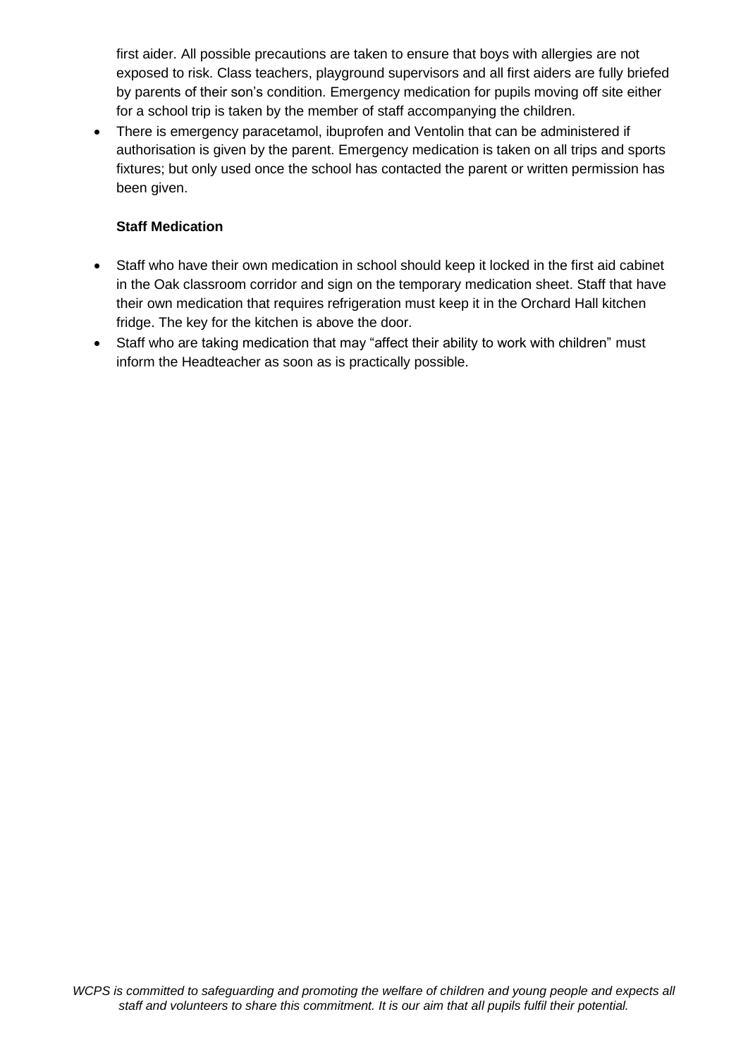first aider. All possible precautions are taken to ensure that boys with allergies are not exposed to risk. Class teachers, playground supervisors and all first aiders are fully briefed by parents of their son's condition. Emergency medication for pupils moving off site either for a school trip is taken by the member of staff accompanying the children.

- There is emergency paracetamol, ibuprofen and Ventolin that can be administered if authorisation is given by the parent. Emergency medication is taken on all trips and sports fixtures; but only used once the school has contacted the parent or written permission has been given.

**Staff Medication**

- Staff who have their own medication in school should keep it locked in the first aid cabinet in the Oak classroom corridor and sign on the temporary medication sheet. Staff that have their own medication that requires refrigeration must keep it in the Orchard Hall kitchen fridge. The key for the kitchen is above the door.
- Staff who are taking medication that may "affect their ability to work with children" must inform the Headteacher as soon as is practically possible.